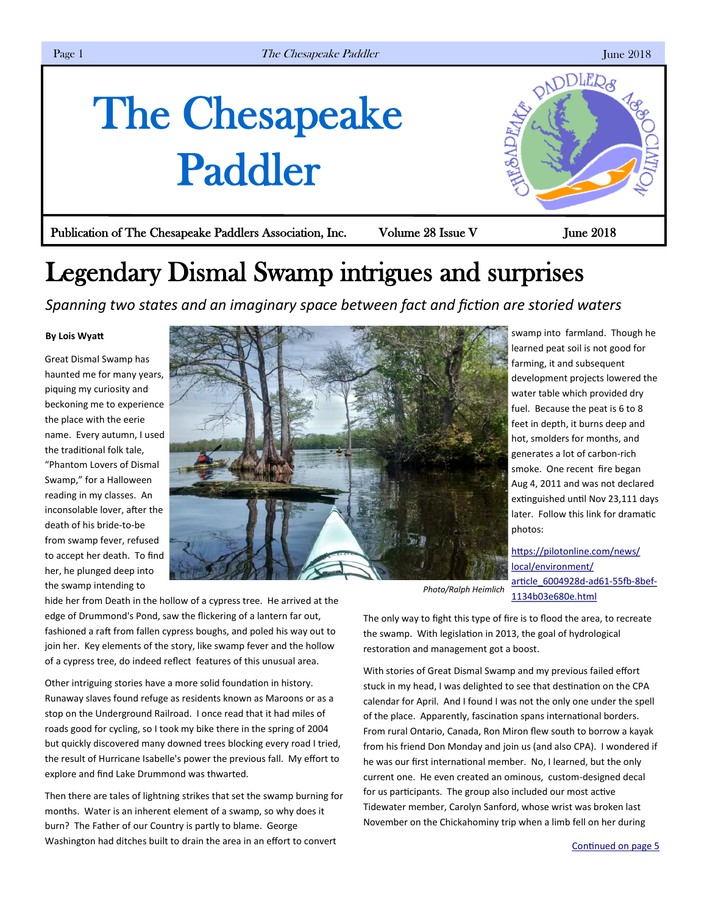# The Chesapeake Paddler

Publication of The Chesapeake Paddlers Association, Inc. Volume 28 Issue V June 2018

## Legendary Dismal Swamp intrigues and surprises

*Spanning two states and an imaginary space between fact and fiction are storied waters*

**By Lois Wyatt**

Great Dismal Swamp has haunted me for many years, piquing my curiosity and beckoning me to experience the place with the eerie name. Every autumn, I used the traditional folk tale, "Phantom Lovers of Dismal Swamp," for a Halloween reading in my classes. An inconsolable lover, after the death of his bride-to-be from swamp fever, refused to accept her death. To find her, he plunged deep into the swamp intending to hide her from Death in the hollow of a cypress tree. He arrived at the edge of Drummond's Pond, saw the flickering of a lantern far out, fashioned a raft from fallen cypress boughs, and poled his way out to join her. Key elements of the story, like swamp fever and the hollow of a cypress tree, do indeed reflect features of this unusual area.

Photo/Ralph Heimlich

Other intriguing stories have a more solid foundation in history. Runaway slaves found refuge as residents known as Maroons or as a stop on the Underground Railroad. I once read that it had miles of roads good for cycling, so I took my bike there in the spring of 2004 but quickly discovered many downed trees blocking every road I tried, the result of Hurricane Isabelle's power the previous fall. My effort to explore and find Lake Drummond was thwarted.

Then there are tales of lightning strikes that set the swamp burning for months. Water is an inherent element of a swamp, so why does it burn? The Father of our Country is partly to blame. George Washington had ditches built to drain the area in an effort to convert swamp into farmland. Though he learned peat soil is not good for farming, it and subsequent development projects lowered the water table which provided dry fuel. Because the peat is 6 to 8 feet in depth, it burns deep and hot, smolders for months, and generates a lot of carbon-rich smoke. One recent fire began Aug 4, 2011 and was not declared extinguished until Nov 23,111 days later. Follow this link for dramatic photos:

https://pilotonline.com/news/local/environment/article_6004928d-ad61-55fb-8bef-1134b03e680e.html

The only way to fight this type of fire is to flood the area, to recreate the swamp. With legislation in 2013, the goal of hydrological restoration and management got a boost.

With stories of Great Dismal Swamp and my previous failed effort stuck in my head, I was delighted to see that destination on the CPA calendar for April. And I found I was not the only one under the spell of the place. Apparently, fascination spans international borders. From rural Ontario, Canada, Ron Miron flew south to borrow a kayak from his friend Don Monday and join us (and also CPA). I wondered if he was our first international member. No, I learned, but the only current one. He even created an ominous, custom-designed decal for us participants. The group also included our most active Tidewater member, Carolyn Sanford, whose wrist was broken last November on the Chickahominy trip when a limb fell on her during

Continued on page 5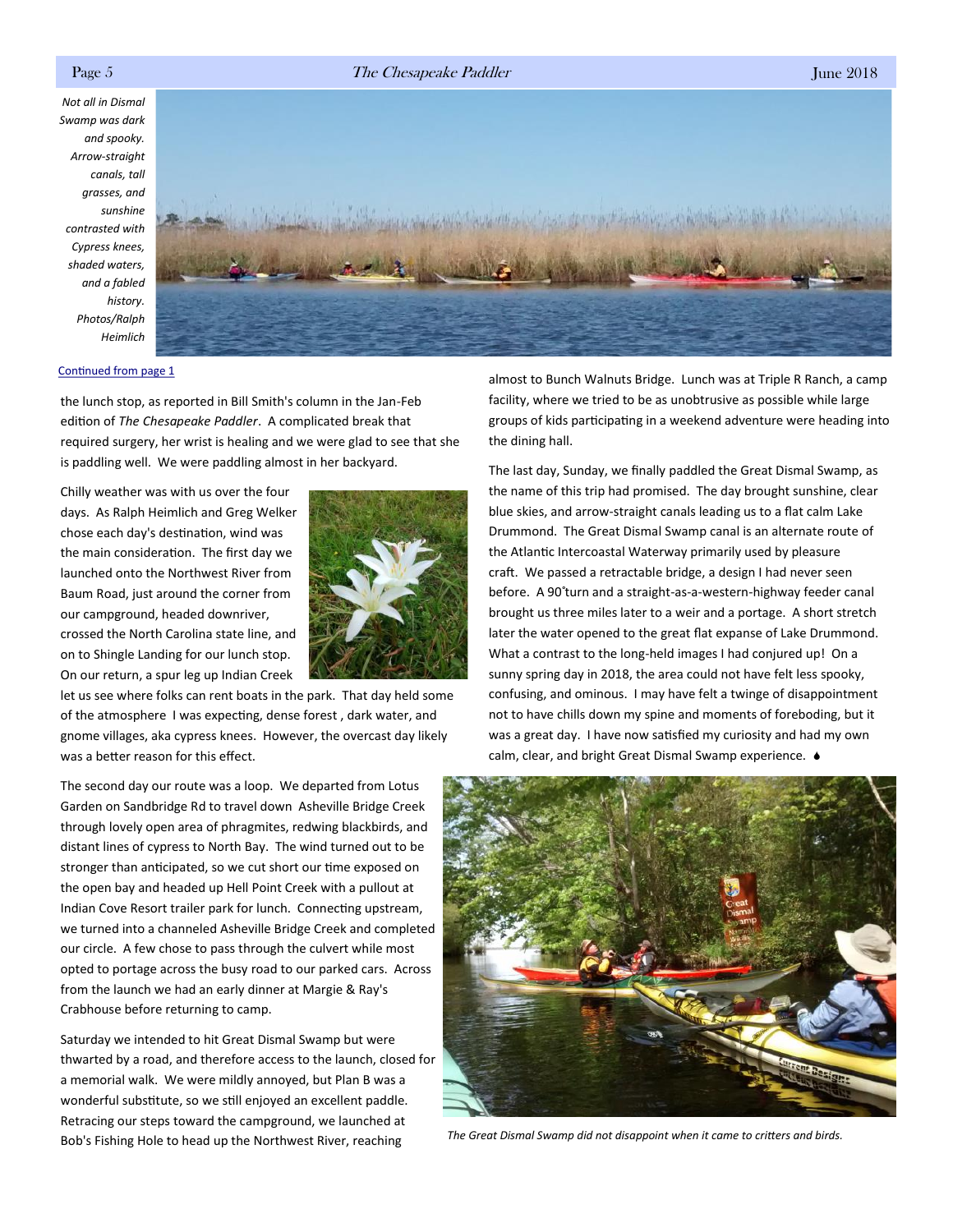*Not all in Dismal Swamp was dark and spooky. Arrow-straight canals, tall grasses, and sunshine contrasted with Cypress knees, shaded waters, and a fabled history. Photos/Ralph Heimlich*

Continued from page 1

the lunch stop, as reported in Bill Smith's column in the Jan-Feb edition of *The Chesapeake Paddler*. A complicated break that required surgery, her wrist is healing and we were glad to see that she is paddling well. We were paddling almost in her backyard.

Chilly weather was with us over the four days. As Ralph Heimlich and Greg Welker chose each day's destination, wind was the main consideration. The first day we launched onto the Northwest River from Baum Road, just around the corner from our campground, headed downriver, crossed the North Carolina state line, and on to Shingle Landing for our lunch stop. On our return, a spur leg up Indian Creek let us see where folks can rent boats in the park. That day held some of the atmosphere I was expecting, dense forest , dark water, and gnome villages, aka cypress knees. However, the overcast day likely was a better reason for this effect.

The second day our route was a loop. We departed from Lotus Garden on Sandbridge Rd to travel down Asheville Bridge Creek through lovely open area of phragmites, redwing blackbirds, and distant lines of cypress to North Bay. The wind turned out to be stronger than anticipated, so we cut short our time exposed on the open bay and headed up Hell Point Creek with a pullout at Indian Cove Resort trailer park for lunch. Connecting upstream, we turned into a channeled Asheville Bridge Creek and completed our circle. A few chose to pass through the culvert while most opted to portage across the busy road to our parked cars. Across from the launch we had an early dinner at Margie & Ray's Crabhouse before returning to camp.

Saturday we intended to hit Great Dismal Swamp but were thwarted by a road, and therefore access to the launch, closed for a memorial walk. We were mildly annoyed, but Plan B was a wonderful substitute, so we still enjoyed an excellent paddle. Retracing our steps toward the campground, we launched at Bob's Fishing Hole to head up the Northwest River, reaching almost to Bunch Walnuts Bridge. Lunch was at Triple R Ranch, a camp facility, where we tried to be as unobtrusive as possible while large groups of kids participating in a weekend adventure were heading into the dining hall.

The last day, Sunday, we finally paddled the Great Dismal Swamp, as the name of this trip had promised. The day brought sunshine, clear blue skies, and arrow-straight canals leading us to a flat calm Lake Drummond. The Great Dismal Swamp canal is an alternate route of the Atlantic Intercoastal Waterway primarily used by pleasure craft. We passed a retractable bridge, a design I had never seen before. A 90˚turn and a straight-as-a-western-highway feeder canal brought us three miles later to a weir and a portage. A short stretch later the water opened to the great flat expanse of Lake Drummond. What a contrast to the long-held images I had conjured up! On a sunny spring day in 2018, the area could not have felt less spooky, confusing, and ominous. I may have felt a twinge of disappointment not to have chills down my spine and moments of foreboding, but it was a great day. I have now satisfied my curiosity and had my own calm, clear, and bright Great Dismal Swamp experience.

*The Great Dismal Swamp did not disappoint when it came to critters and birds.*